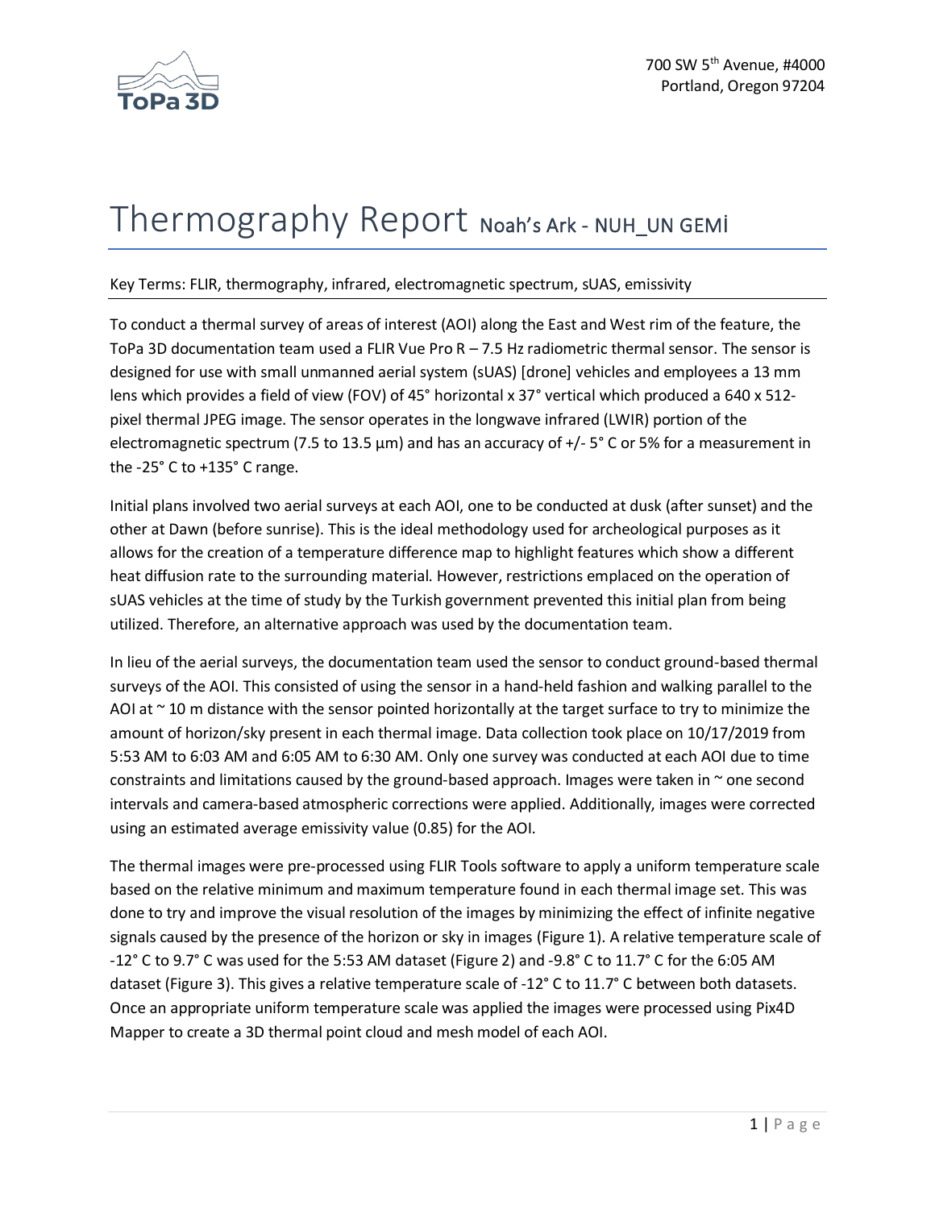700 SW 5th Avenue, #4000
Portland, Oregon 97204

# Thermography Report Noah's Ark - NUH_UN GEMİ

Key Terms: FLIR, thermography, infrared, electromagnetic spectrum, sUAS, emissivity

To conduct a thermal survey of areas of interest (AOI) along the East and West rim of the feature, the ToPa 3D documentation team used a FLIR Vue Pro R – 7.5 Hz radiometric thermal sensor. The sensor is designed for use with small unmanned aerial system (sUAS) [drone] vehicles and employees a 13 mm lens which provides a field of view (FOV) of 45° horizontal x 37° vertical which produced a 640 x 512-pixel thermal JPEG image. The sensor operates in the longwave infrared (LWIR) portion of the electromagnetic spectrum (7.5 to 13.5 µm) and has an accuracy of +/- 5° C or 5% for a measurement in the -25° C to +135° C range.

Initial plans involved two aerial surveys at each AOI, one to be conducted at dusk (after sunset) and the other at Dawn (before sunrise). This is the ideal methodology used for archeological purposes as it allows for the creation of a temperature difference map to highlight features which show a different heat diffusion rate to the surrounding material. However, restrictions emplaced on the operation of sUAS vehicles at the time of study by the Turkish government prevented this initial plan from being utilized. Therefore, an alternative approach was used by the documentation team.

In lieu of the aerial surveys, the documentation team used the sensor to conduct ground-based thermal surveys of the AOI. This consisted of using the sensor in a hand-held fashion and walking parallel to the AOI at ~ 10 m distance with the sensor pointed horizontally at the target surface to try to minimize the amount of horizon/sky present in each thermal image. Data collection took place on 10/17/2019 from 5:53 AM to 6:03 AM and 6:05 AM to 6:30 AM. Only one survey was conducted at each AOI due to time constraints and limitations caused by the ground-based approach. Images were taken in ~ one second intervals and camera-based atmospheric corrections were applied. Additionally, images were corrected using an estimated average emissivity value (0.85) for the AOI.

The thermal images were pre-processed using FLIR Tools software to apply a uniform temperature scale based on the relative minimum and maximum temperature found in each thermal image set. This was done to try and improve the visual resolution of the images by minimizing the effect of infinite negative signals caused by the presence of the horizon or sky in images (Figure 1). A relative temperature scale of -12° C to 9.7° C was used for the 5:53 AM dataset (Figure 2) and -9.8° C to 11.7° C for the 6:05 AM dataset (Figure 3). This gives a relative temperature scale of -12° C to 11.7° C between both datasets. Once an appropriate uniform temperature scale was applied the images were processed using Pix4D Mapper to create a 3D thermal point cloud and mesh model of each AOI.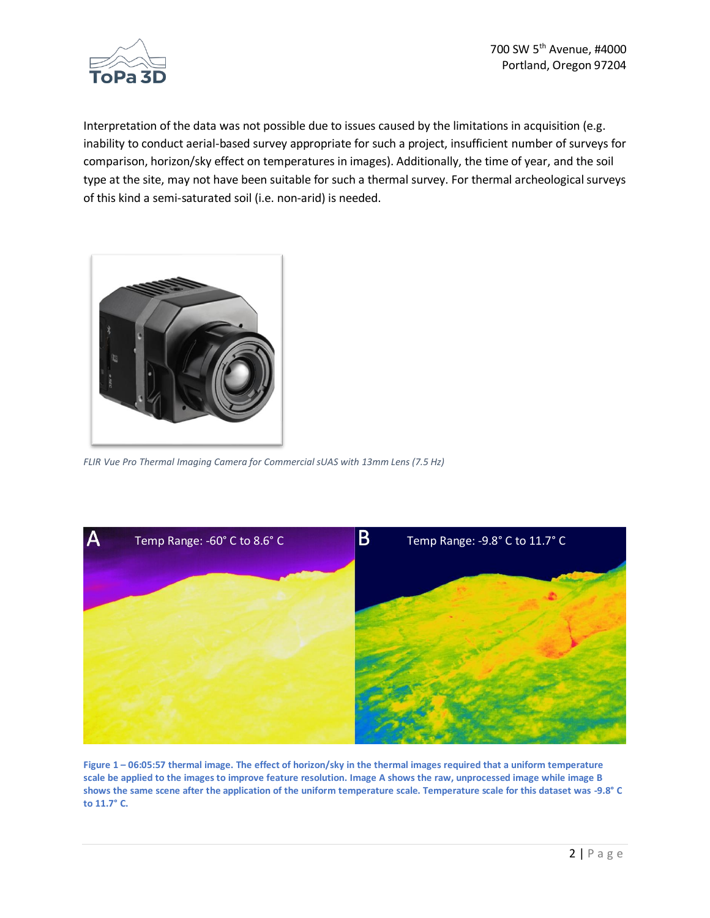Interpretation of the data was not possible due to issues caused by the limitations in acquisition (e.g. inability to conduct aerial-based survey appropriate for such a project, insufficient number of surveys for comparison, horizon/sky effect on temperatures in images). Additionally, the time of year, and the soil type at the site, may not have been suitable for such a thermal survey. For thermal archeological surveys of this kind a semi-saturated soil (i.e. non-arid) is needed.

*FLIR Vue Pro Thermal Imaging Camera for Commercial sUAS with 13mm Lens (7.5 Hz)*

A Temp Range: -60° C to 8.6° C

B Temp Range: -9.8° C to 11.7° C

**Figure 1 – 06:05:57 thermal image. The effect of horizon/sky in the thermal images required that a uniform temperature scale be applied to the images to improve feature resolution. Image A shows the raw, unprocessed image while image B shows the same scene after the application of the uniform temperature scale. Temperature scale for this dataset was -9.8° C to 11.7° C.**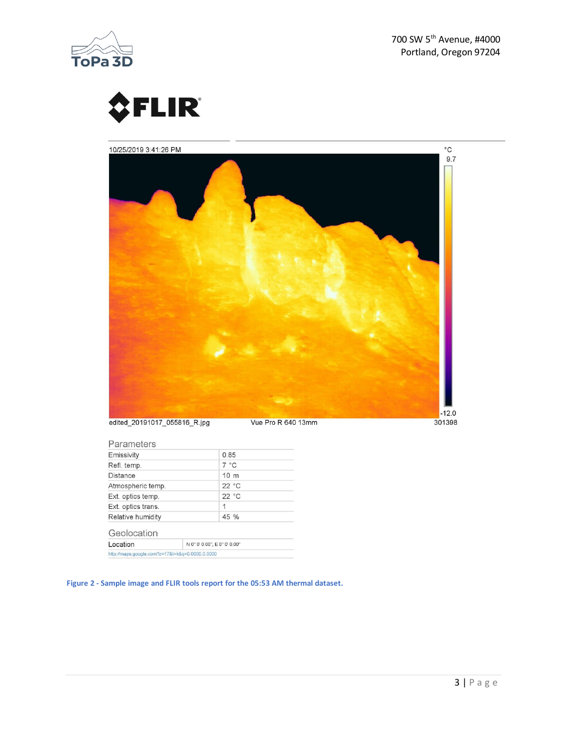10/25/2019 3:41:26 PM

edited_20191017_055816_R.jpg Vue Pro R 640 13mm 301398

°C 9.7 -12.0

## Parameters

| Parameters | |
|---|---|
| Emissivity | 0.85 |
| Refl. temp. | 7 °C |
| Distance | 10 m |
| Atmospheric temp. | 22 °C |
| Ext. optics temp. | 22 °C |
| Ext. optics trans. | 1 |
| Relative humidity | 45 % |

## Geolocation

| Location | N 0° 0' 0.00", E 0° 0' 0.00" |
|---|---|

http://maps.google.com?z=17&t=k&q=0.0000,0.0000

**Figure 2 - Sample image and FLIR tools report for the 05:53 AM thermal dataset.**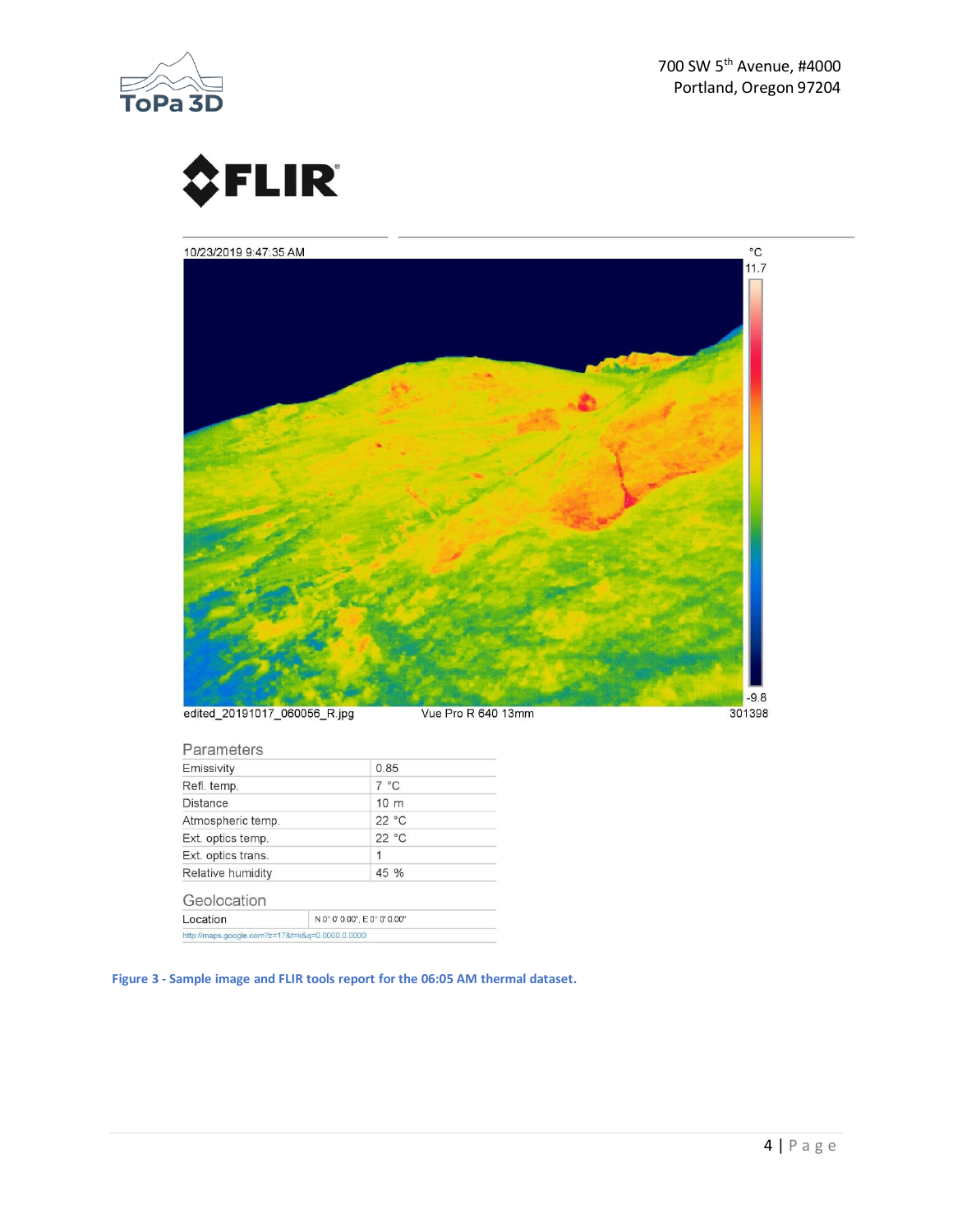FLIR

10/23/2019 9:47:35 AM

°C

11.7

-9.8

edited_20191017_060056_R.jpg

Vue Pro R 640 13mm

301398

Parameters

| | |
|---|---|
| Emissivity | 0.85 |
| Refl. temp. | 7 °C |
| Distance | 10 m |
| Atmospheric temp. | 22 °C |
| Ext. optics temp. | 22 °C |
| Ext. optics trans. | 1 |
| Relative humidity | 45 % |

Geolocation

| | |
|---|---|
| Location | N 0° 0' 0.00", E 0° 0' 0.00" |

http://maps.google.com?z=17&t=k&q=0.0000,0.0000

**Figure 3 - Sample image and FLIR tools report for the 06:05 AM thermal dataset.**